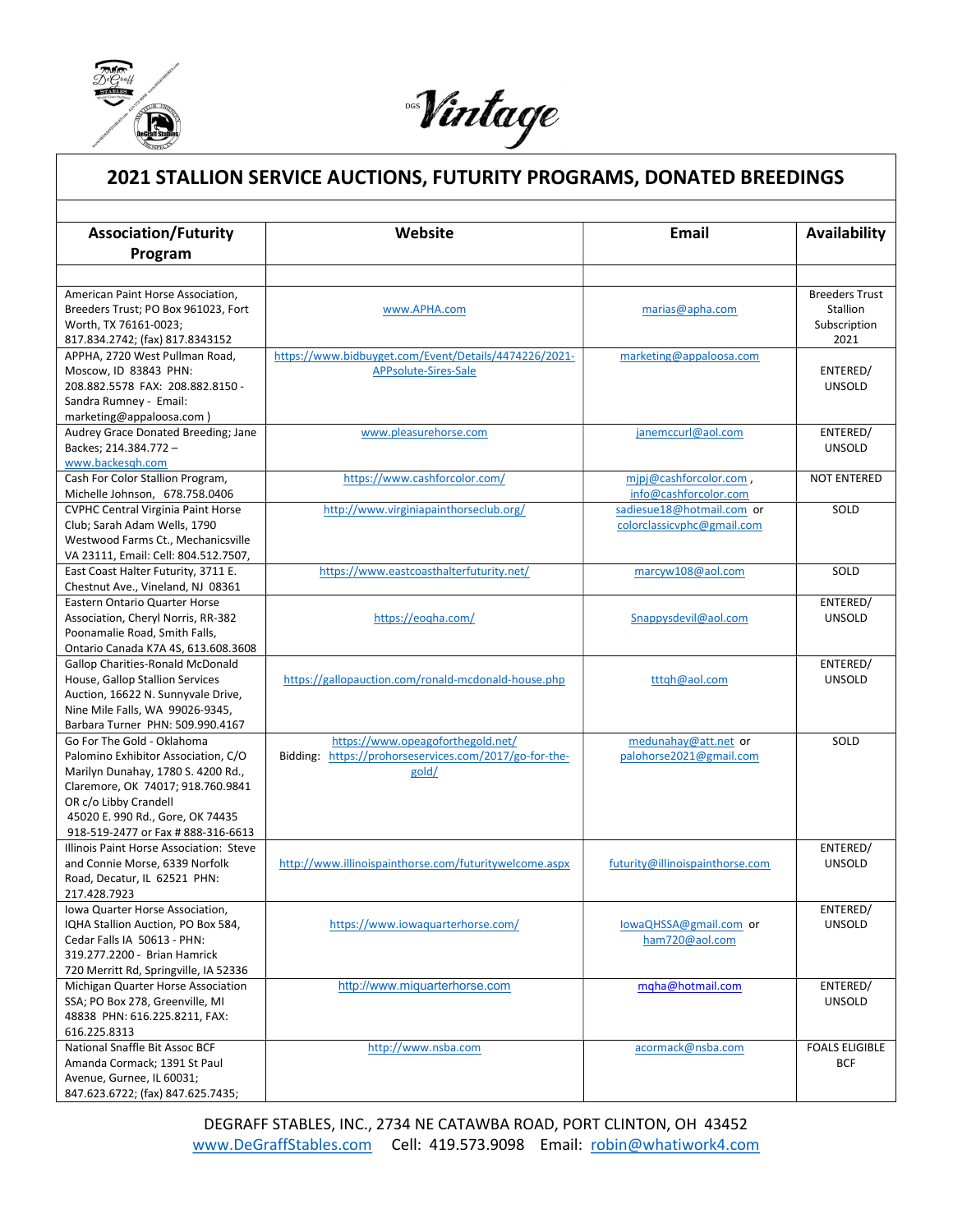DGS *Vintage*

# 2021 STALLION SERVICE AUCTIONS, FUTURITY PROGRAMS, DONATED BREEDINGS

| Association/Futurity Program | Website | Email | Availability |
|---|---|---|---|
| | | | |
| American Paint Horse Association, Breeders Trust; PO Box 961023, Fort Worth, TX 76161-0023; 817.834.2742; (fax) 817.8343152 | www.APHA.com | marias@apha.com | Breeders Trust Stallion Subscription 2021 |
| APPHA, 2720 West Pullman Road, Moscow, ID 83843 PHN: 208.882.5578 FAX: 208.882.8150 - Sandra Rumney - Email: marketing@appaloosa.com ) | https://www.bidbuyget.com/Event/Details/4474226/2021-APPsolute-Sires-Sale | marketing@appaloosa.com | ENTERED/ UNSOLD |
| Audrey Grace Donated Breeding; Jane Backes; 214.384.772 – www.backesqh.com | www.pleasurehorse.com | janemccurl@aol.com | ENTERED/ UNSOLD |
| Cash For Color Stallion Program, Michelle Johnson, 678.758.0406 | https://www.cashforcolor.com/ | mjpj@cashforcolor.com , info@cashforcolor.com | NOT ENTERED |
| CVPHC Central Virginia Paint Horse Club; Sarah Adam Wells, 1790 Westwood Farms Ct., Mechanicsville VA 23111, Email: Cell: 804.512.7507, | http://www.virginiapainthorseclub.org/ | sadiesue18@hotmail.com or colorclassicvphc@gmail.com | SOLD |
| East Coast Halter Futurity, 3711 E. Chestnut Ave., Vineland, NJ 08361 | https://www.eastcoasthalterfuturity.net/ | marcyw108@aol.com | SOLD |
| Eastern Ontario Quarter Horse Association, Cheryl Norris, RR-382 Poonamalie Road, Smith Falls, Ontario Canada K7A 4S, 613.608.3608 | https://eoqha.com/ | Snappysdevil@aol.com | ENTERED/ UNSOLD |
| Gallop Charities-Ronald McDonald House, Gallop Stallion Services Auction, 16622 N. Sunnyvale Drive, Nine Mile Falls, WA 99026-9345, Barbara Turner PHN: 509.990.4167 | https://gallopauction.com/ronald-mcdonald-house.php | tttqh@aol.com | ENTERED/ UNSOLD |
| Go For The Gold - Oklahoma Palomino Exhibitor Association, C/O Marilyn Dunahay, 1780 S. 4200 Rd., Claremore, OK 74017; 918.760.9841 OR c/o Libby Crandell 45020 E. 990 Rd., Gore, OK 74435 918-519-2477 or Fax # 888-316-6613 | https://www.opeagoforthegold.net/ Bidding: https://prohorseservices.com/2017/go-for-the-gold/ | medunahay@att.net or palohorse2021@gmail.com | SOLD |
| Illinois Paint Horse Association: Steve and Connie Morse, 6339 Norfolk Road, Decatur, IL 62521 PHN: 217.428.7923 | http://www.illinoispainthorse.com/futuritywelcome.aspx | futurity@illinoispainthorse.com | ENTERED/ UNSOLD |
| Iowa Quarter Horse Association, IQHA Stallion Auction, PO Box 584, Cedar Falls IA 50613 - PHN: 319.277.2200 - Brian Hamrick 720 Merritt Rd, Springville, IA 52336 | https://www.iowaquarterhorse.com/ | IowaQHSSA@gmail.com or ham720@aol.com | ENTERED/ UNSOLD |
| Michigan Quarter Horse Association SSA; PO Box 278, Greenville, MI 48838 PHN: 616.225.8211, FAX: 616.225.8313 | http://www.miquarterhorse.com | mqha@hotmail.com | ENTERED/ UNSOLD |
| National Snaffle Bit Assoc BCF Amanda Cormack; 1391 St Paul Avenue, Gurnee, IL 60031; 847.623.6722; (fax) 847.625.7435; | http://www.nsba.com | acormack@nsba.com | FOALS ELIGIBLE BCF |

DEGRAFF STABLES, INC., 2734 NE CATAWBA ROAD, PORT CLINTON, OH 43452
www.DeGraffStables.com Cell: 419.573.9098 Email: robin@whatiwork4.com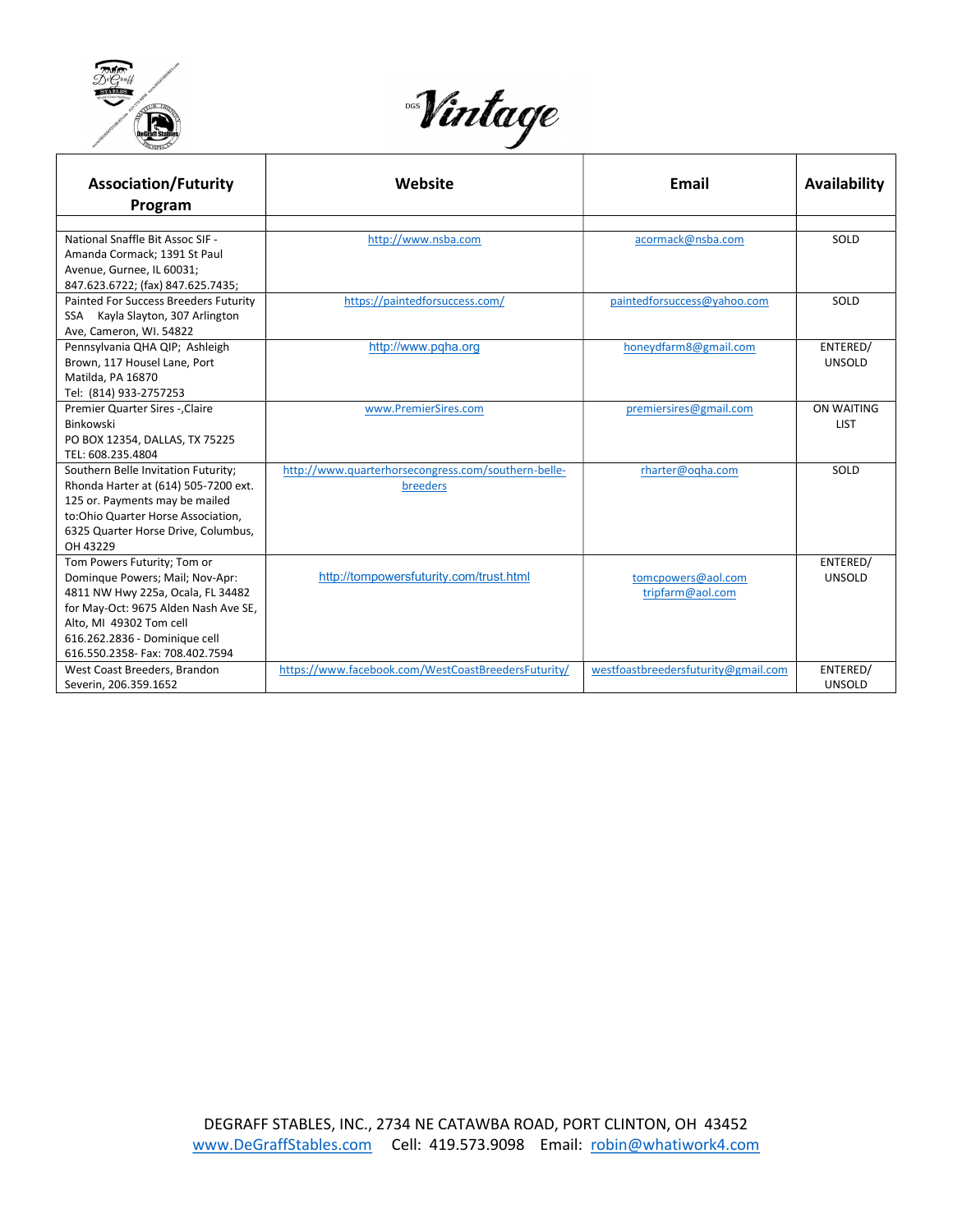| Association/Futurity Program | Website | Email | Availability |
| --- | --- | --- | --- |
| | | | |
| National Snaffle Bit Assoc SIF - Amanda Cormack; 1391 St Paul Avenue, Gurnee, IL 60031; 847.623.6722; (fax) 847.625.7435; | http://www.nsba.com | acormack@nsba.com | SOLD |
| Painted For Success Breeders Futurity SSA Kayla Slayton, 307 Arlington Ave, Cameron, WI. 54822 | https://paintedforsuccess.com/ | paintedforsuccess@yahoo.com | SOLD |
| Pennsylvania QHA QIP; Ashleigh Brown, 117 Housel Lane, Port Matilda, PA 16870 Tel: (814) 933-2757253 | http://www.pqha.org | honeydfarm8@gmail.com | ENTERED/ UNSOLD |
| Premier Quarter Sires -,Claire Binkowski PO BOX 12354, DALLAS, TX 75225 TEL: 608.235.4804 | www.PremierSires.com | premiersires@gmail.com | ON WAITING LIST |
| Southern Belle Invitation Futurity; Rhonda Harter at (614) 505-7200 ext. 125 or. Payments may be mailed to:Ohio Quarter Horse Association, 6325 Quarter Horse Drive, Columbus, OH 43229 | http://www.quarterhorsecongress.com/southern-belle-breeders | rharter@oqha.com | SOLD |
| Tom Powers Futurity; Tom or Dominque Powers; Mail; Nov-Apr: 4811 NW Hwy 225a, Ocala, FL 34482 for May-Oct: 9675 Alden Nash Ave SE, Alto, MI 49302 Tom cell 616.262.2836 - Dominique cell 616.550.2358- Fax: 708.402.7594 | http://tompowersfuturity.com/trust.html | tomcpowers@aol.com tripfarm@aol.com | ENTERED/ UNSOLD |
| West Coast Breeders, Brandon Severin, 206.359.1652 | https://www.facebook.com/WestCoastBreedersFuturity/ | westfoastbreedersfuturity@gmail.com | ENTERED/ UNSOLD |

DEGRAFF STABLES, INC., 2734 NE CATAWBA ROAD, PORT CLINTON, OH 43452
www.DeGraffStables.com Cell: 419.573.9098 Email: robin@whatiwork4.com